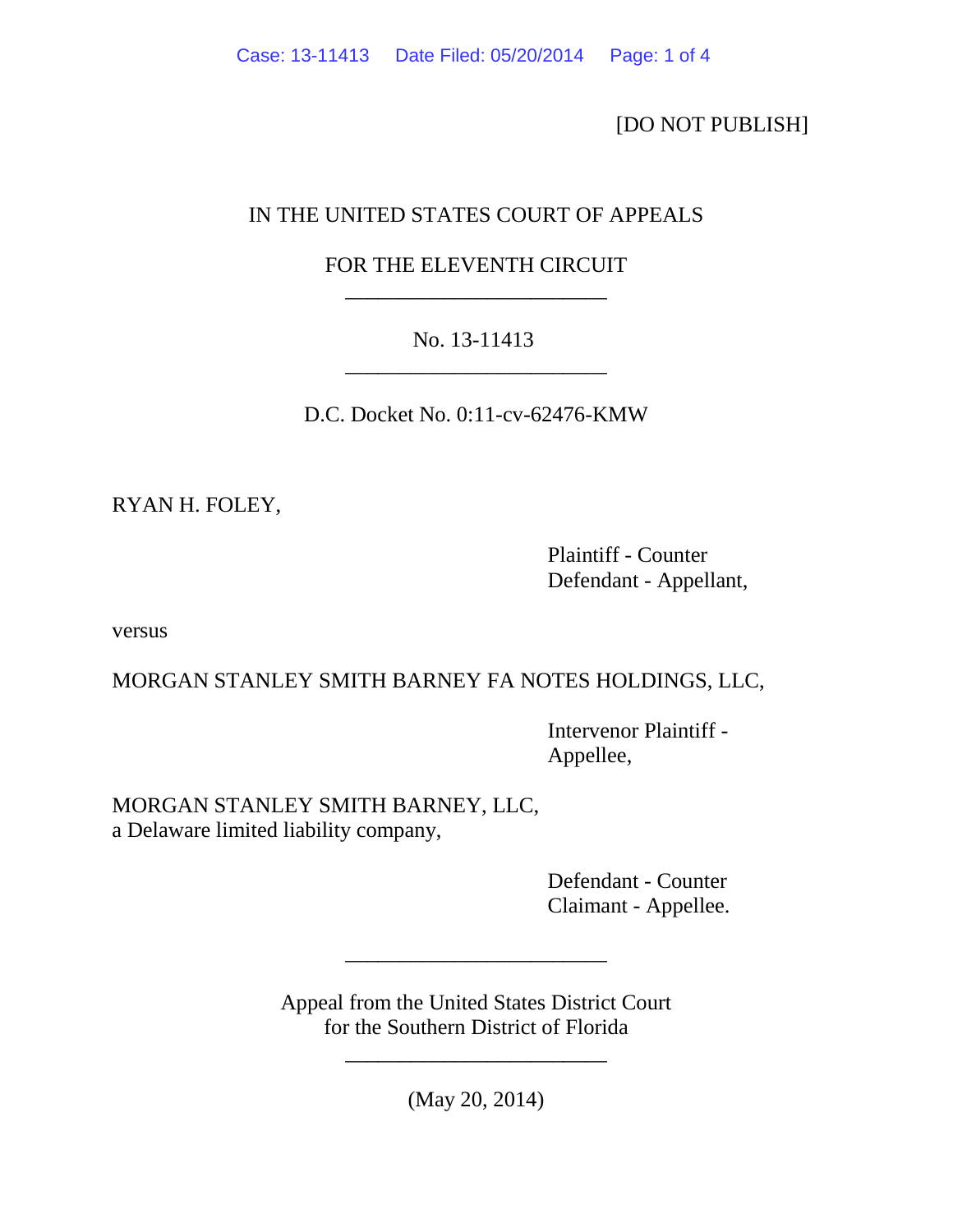[DO NOT PUBLISH]

IN THE UNITED STATES COURT OF APPEALS

FOR THE ELEVENTH CIRCUIT

---

No. 13-11413

---

D.C. Docket No. 0:11-cv-62476-KMW

RYAN H. FOLEY,

Plaintiff - Counter Defendant - Appellant,

versus

MORGAN STANLEY SMITH BARNEY FA NOTES HOLDINGS, LLC,

Intervenor Plaintiff - Appellee,

MORGAN STANLEY SMITH BARNEY, LLC,
a Delaware limited liability company,

Defendant - Counter Claimant - Appellee.

---

Appeal from the United States District Court
for the Southern District of Florida

---

(May 20, 2014)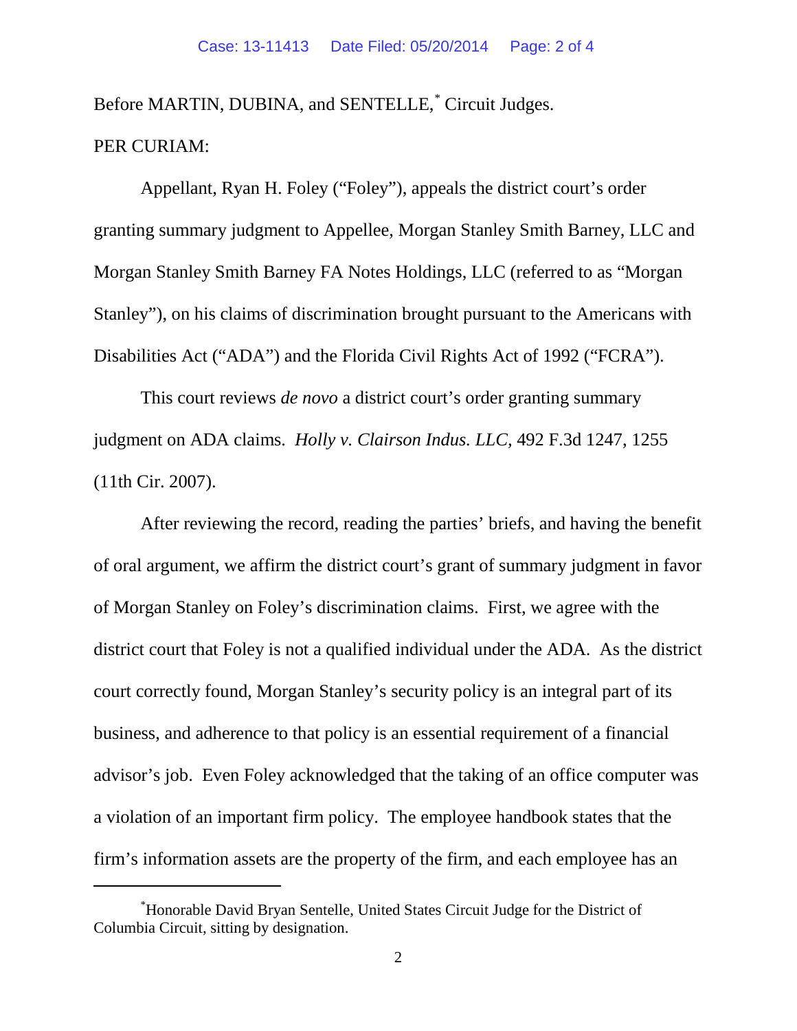Before MARTIN, DUBINA, and SENTELLE,[*] Circuit Judges.

PER CURIAM:

Appellant, Ryan H. Foley ("Foley"), appeals the district court's order granting summary judgment to Appellee, Morgan Stanley Smith Barney, LLC and Morgan Stanley Smith Barney FA Notes Holdings, LLC (referred to as "Morgan Stanley"), on his claims of discrimination brought pursuant to the Americans with Disabilities Act ("ADA") and the Florida Civil Rights Act of 1992 ("FCRA").

This court reviews *de novo* a district court's order granting summary judgment on ADA claims. *Holly v. Clairson Indus. LLC*, 492 F.3d 1247, 1255 (11th Cir. 2007).

After reviewing the record, reading the parties' briefs, and having the benefit of oral argument, we affirm the district court's grant of summary judgment in favor of Morgan Stanley on Foley's discrimination claims. First, we agree with the district court that Foley is not a qualified individual under the ADA. As the district court correctly found, Morgan Stanley's security policy is an integral part of its business, and adherence to that policy is an essential requirement of a financial advisor's job. Even Foley acknowledged that the taking of an office computer was a violation of an important firm policy. The employee handbook states that the firm's information assets are the property of the firm, and each employee has an

---

[*] Honorable David Bryan Sentelle, United States Circuit Judge for the District of Columbia Circuit, sitting by designation.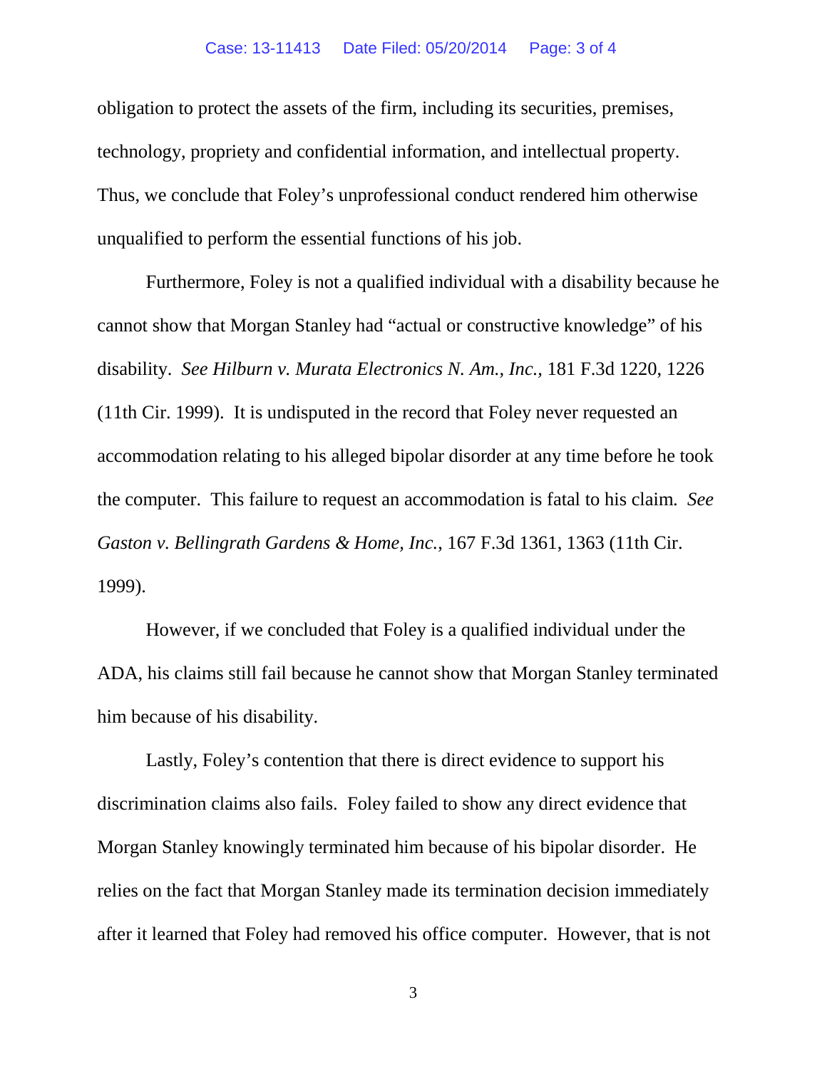obligation to protect the assets of the firm, including its securities, premises, technology, propriety and confidential information, and intellectual property. Thus, we conclude that Foley's unprofessional conduct rendered him otherwise unqualified to perform the essential functions of his job.

Furthermore, Foley is not a qualified individual with a disability because he cannot show that Morgan Stanley had "actual or constructive knowledge" of his disability. *See Hilburn v. Murata Electronics N. Am., Inc.*, 181 F.3d 1220, 1226 (11th Cir. 1999). It is undisputed in the record that Foley never requested an accommodation relating to his alleged bipolar disorder at any time before he took the computer. This failure to request an accommodation is fatal to his claim. *See Gaston v. Bellingrath Gardens & Home, Inc.*, 167 F.3d 1361, 1363 (11th Cir. 1999).

However, if we concluded that Foley is a qualified individual under the ADA, his claims still fail because he cannot show that Morgan Stanley terminated him because of his disability.

Lastly, Foley's contention that there is direct evidence to support his discrimination claims also fails. Foley failed to show any direct evidence that Morgan Stanley knowingly terminated him because of his bipolar disorder. He relies on the fact that Morgan Stanley made its termination decision immediately after it learned that Foley had removed his office computer. However, that is not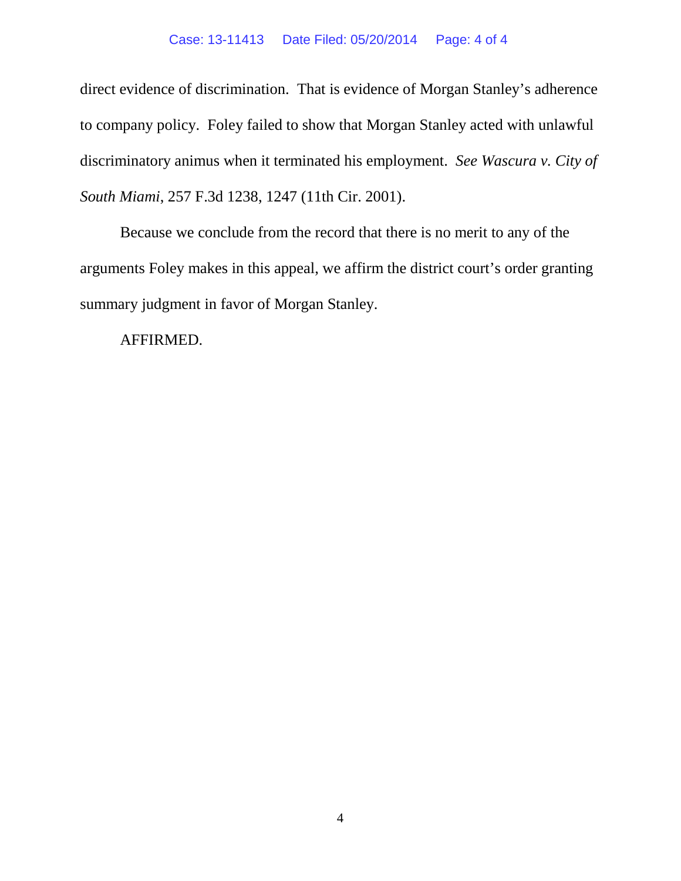direct evidence of discrimination. That is evidence of Morgan Stanley's adherence to company policy. Foley failed to show that Morgan Stanley acted with unlawful discriminatory animus when it terminated his employment. *See Wascura v. City of South Miami*, 257 F.3d 1238, 1247 (11th Cir. 2001).

Because we conclude from the record that there is no merit to any of the arguments Foley makes in this appeal, we affirm the district court's order granting summary judgment in favor of Morgan Stanley.

AFFIRMED.